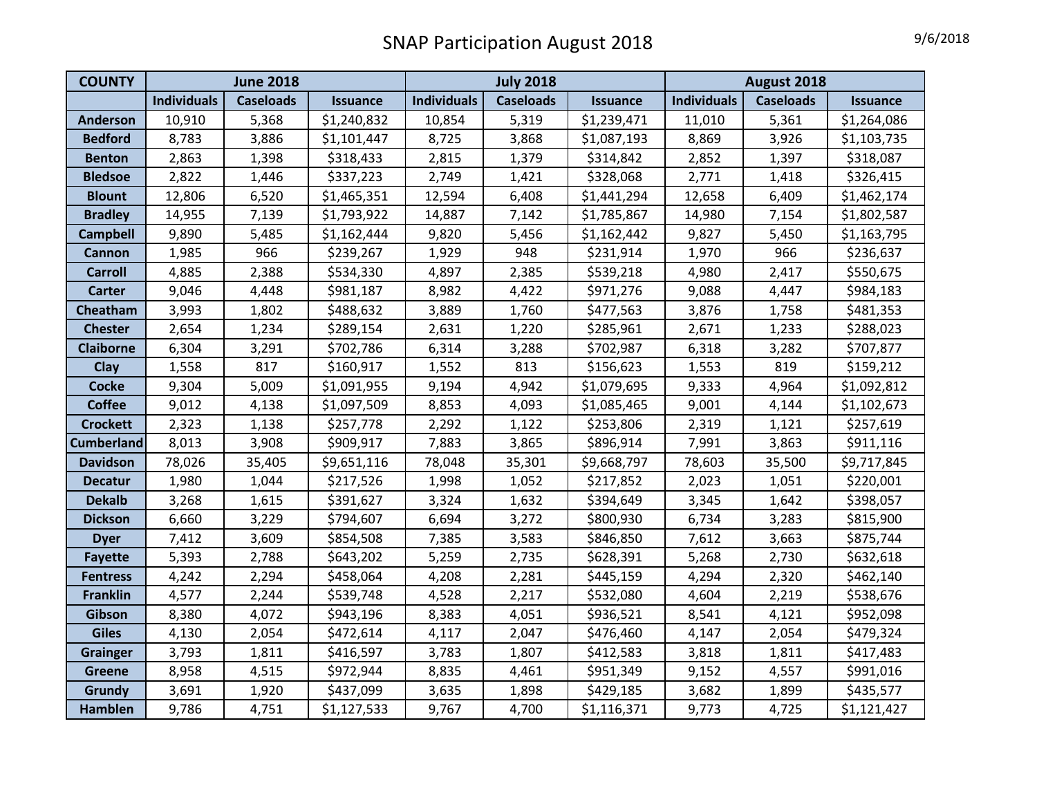# SNAP Participation August 2018

9/6/2018

| COUNTY | June 2018 | | | July 2018 | | | August 2018 | | |
|---|---|---|---|---|---|---|---|---|---|
| | Individuals | Caseloads | Issuance | Individuals | Caseloads | Issuance | Individuals | Caseloads | Issuance |
| Anderson | 10,910 | 5,368 | $1,240,832 | 10,854 | 5,319 | $1,239,471 | 11,010 | 5,361 | $1,264,086 |
| Bedford | 8,783 | 3,886 | $1,101,447 | 8,725 | 3,868 | $1,087,193 | 8,869 | 3,926 | $1,103,735 |
| Benton | 2,863 | 1,398 | $318,433 | 2,815 | 1,379 | $314,842 | 2,852 | 1,397 | $318,087 |
| Bledsoe | 2,822 | 1,446 | $337,223 | 2,749 | 1,421 | $328,068 | 2,771 | 1,418 | $326,415 |
| Blount | 12,806 | 6,520 | $1,465,351 | 12,594 | 6,408 | $1,441,294 | 12,658 | 6,409 | $1,462,174 |
| Bradley | 14,955 | 7,139 | $1,793,922 | 14,887 | 7,142 | $1,785,867 | 14,980 | 7,154 | $1,802,587 |
| Campbell | 9,890 | 5,485 | $1,162,444 | 9,820 | 5,456 | $1,162,442 | 9,827 | 5,450 | $1,163,795 |
| Cannon | 1,985 | 966 | $239,267 | 1,929 | 948 | $231,914 | 1,970 | 966 | $236,637 |
| Carroll | 4,885 | 2,388 | $534,330 | 4,897 | 2,385 | $539,218 | 4,980 | 2,417 | $550,675 |
| Carter | 9,046 | 4,448 | $981,187 | 8,982 | 4,422 | $971,276 | 9,088 | 4,447 | $984,183 |
| Cheatham | 3,993 | 1,802 | $488,632 | 3,889 | 1,760 | $477,563 | 3,876 | 1,758 | $481,353 |
| Chester | 2,654 | 1,234 | $289,154 | 2,631 | 1,220 | $285,961 | 2,671 | 1,233 | $288,023 |
| Claiborne | 6,304 | 3,291 | $702,786 | 6,314 | 3,288 | $702,987 | 6,318 | 3,282 | $707,877 |
| Clay | 1,558 | 817 | $160,917 | 1,552 | 813 | $156,623 | 1,553 | 819 | $159,212 |
| Cocke | 9,304 | 5,009 | $1,091,955 | 9,194 | 4,942 | $1,079,695 | 9,333 | 4,964 | $1,092,812 |
| Coffee | 9,012 | 4,138 | $1,097,509 | 8,853 | 4,093 | $1,085,465 | 9,001 | 4,144 | $1,102,673 |
| Crockett | 2,323 | 1,138 | $257,778 | 2,292 | 1,122 | $253,806 | 2,319 | 1,121 | $257,619 |
| Cumberland | 8,013 | 3,908 | $909,917 | 7,883 | 3,865 | $896,914 | 7,991 | 3,863 | $911,116 |
| Davidson | 78,026 | 35,405 | $9,651,116 | 78,048 | 35,301 | $9,668,797 | 78,603 | 35,500 | $9,717,845 |
| Decatur | 1,980 | 1,044 | $217,526 | 1,998 | 1,052 | $217,852 | 2,023 | 1,051 | $220,001 |
| Dekalb | 3,268 | 1,615 | $391,627 | 3,324 | 1,632 | $394,649 | 3,345 | 1,642 | $398,057 |
| Dickson | 6,660 | 3,229 | $794,607 | 6,694 | 3,272 | $800,930 | 6,734 | 3,283 | $815,900 |
| Dyer | 7,412 | 3,609 | $854,508 | 7,385 | 3,583 | $846,850 | 7,612 | 3,663 | $875,744 |
| Fayette | 5,393 | 2,788 | $643,202 | 5,259 | 2,735 | $628,391 | 5,268 | 2,730 | $632,618 |
| Fentress | 4,242 | 2,294 | $458,064 | 4,208 | 2,281 | $445,159 | 4,294 | 2,320 | $462,140 |
| Franklin | 4,577 | 2,244 | $539,748 | 4,528 | 2,217 | $532,080 | 4,604 | 2,219 | $538,676 |
| Gibson | 8,380 | 4,072 | $943,196 | 8,383 | 4,051 | $936,521 | 8,541 | 4,121 | $952,098 |
| Giles | 4,130 | 2,054 | $472,614 | 4,117 | 2,047 | $476,460 | 4,147 | 2,054 | $479,324 |
| Grainger | 3,793 | 1,811 | $416,597 | 3,783 | 1,807 | $412,583 | 3,818 | 1,811 | $417,483 |
| Greene | 8,958 | 4,515 | $972,944 | 8,835 | 4,461 | $951,349 | 9,152 | 4,557 | $991,016 |
| Grundy | 3,691 | 1,920 | $437,099 | 3,635 | 1,898 | $429,185 | 3,682 | 1,899 | $435,577 |
| Hamblen | 9,786 | 4,751 | $1,127,533 | 9,767 | 4,700 | $1,116,371 | 9,773 | 4,725 | $1,121,427 |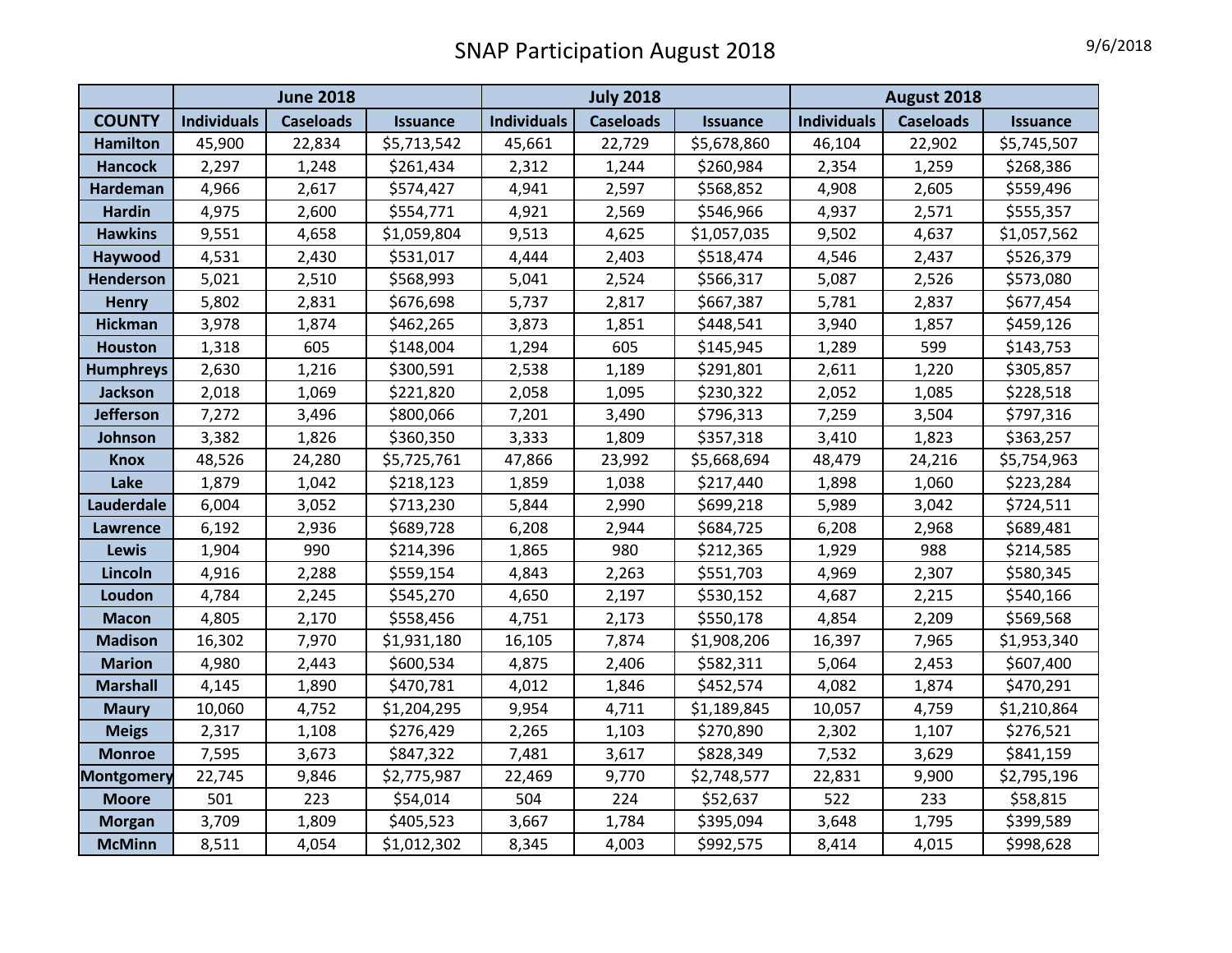# SNAP Participation August 2018

9/6/2018

| | June 2018 | | | July 2018 | | | August 2018 | | |
|---|---|---|---|---|---|---|---|---|---|
| COUNTY | Individuals | Caseloads | Issuance | Individuals | Caseloads | Issuance | Individuals | Caseloads | Issuance |
| Hamilton | 45,900 | 22,834 | $5,713,542 | 45,661 | 22,729 | $5,678,860 | 46,104 | 22,902 | $5,745,507 |
| Hancock | 2,297 | 1,248 | $261,434 | 2,312 | 1,244 | $260,984 | 2,354 | 1,259 | $268,386 |
| Hardeman | 4,966 | 2,617 | $574,427 | 4,941 | 2,597 | $568,852 | 4,908 | 2,605 | $559,496 |
| Hardin | 4,975 | 2,600 | $554,771 | 4,921 | 2,569 | $546,966 | 4,937 | 2,571 | $555,357 |
| Hawkins | 9,551 | 4,658 | $1,059,804 | 9,513 | 4,625 | $1,057,035 | 9,502 | 4,637 | $1,057,562 |
| Haywood | 4,531 | 2,430 | $531,017 | 4,444 | 2,403 | $518,474 | 4,546 | 2,437 | $526,379 |
| Henderson | 5,021 | 2,510 | $568,993 | 5,041 | 2,524 | $566,317 | 5,087 | 2,526 | $573,080 |
| Henry | 5,802 | 2,831 | $676,698 | 5,737 | 2,817 | $667,387 | 5,781 | 2,837 | $677,454 |
| Hickman | 3,978 | 1,874 | $462,265 | 3,873 | 1,851 | $448,541 | 3,940 | 1,857 | $459,126 |
| Houston | 1,318 | 605 | $148,004 | 1,294 | 605 | $145,945 | 1,289 | 599 | $143,753 |
| Humphreys | 2,630 | 1,216 | $300,591 | 2,538 | 1,189 | $291,801 | 2,611 | 1,220 | $305,857 |
| Jackson | 2,018 | 1,069 | $221,820 | 2,058 | 1,095 | $230,322 | 2,052 | 1,085 | $228,518 |
| Jefferson | 7,272 | 3,496 | $800,066 | 7,201 | 3,490 | $796,313 | 7,259 | 3,504 | $797,316 |
| Johnson | 3,382 | 1,826 | $360,350 | 3,333 | 1,809 | $357,318 | 3,410 | 1,823 | $363,257 |
| Knox | 48,526 | 24,280 | $5,725,761 | 47,866 | 23,992 | $5,668,694 | 48,479 | 24,216 | $5,754,963 |
| Lake | 1,879 | 1,042 | $218,123 | 1,859 | 1,038 | $217,440 | 1,898 | 1,060 | $223,284 |
| Lauderdale | 6,004 | 3,052 | $713,230 | 5,844 | 2,990 | $699,218 | 5,989 | 3,042 | $724,511 |
| Lawrence | 6,192 | 2,936 | $689,728 | 6,208 | 2,944 | $684,725 | 6,208 | 2,968 | $689,481 |
| Lewis | 1,904 | 990 | $214,396 | 1,865 | 980 | $212,365 | 1,929 | 988 | $214,585 |
| Lincoln | 4,916 | 2,288 | $559,154 | 4,843 | 2,263 | $551,703 | 4,969 | 2,307 | $580,345 |
| Loudon | 4,784 | 2,245 | $545,270 | 4,650 | 2,197 | $530,152 | 4,687 | 2,215 | $540,166 |
| Macon | 4,805 | 2,170 | $558,456 | 4,751 | 2,173 | $550,178 | 4,854 | 2,209 | $569,568 |
| Madison | 16,302 | 7,970 | $1,931,180 | 16,105 | 7,874 | $1,908,206 | 16,397 | 7,965 | $1,953,340 |
| Marion | 4,980 | 2,443 | $600,534 | 4,875 | 2,406 | $582,311 | 5,064 | 2,453 | $607,400 |
| Marshall | 4,145 | 1,890 | $470,781 | 4,012 | 1,846 | $452,574 | 4,082 | 1,874 | $470,291 |
| Maury | 10,060 | 4,752 | $1,204,295 | 9,954 | 4,711 | $1,189,845 | 10,057 | 4,759 | $1,210,864 |
| Meigs | 2,317 | 1,108 | $276,429 | 2,265 | 1,103 | $270,890 | 2,302 | 1,107 | $276,521 |
| Monroe | 7,595 | 3,673 | $847,322 | 7,481 | 3,617 | $828,349 | 7,532 | 3,629 | $841,159 |
| Montgomery | 22,745 | 9,846 | $2,775,987 | 22,469 | 9,770 | $2,748,577 | 22,831 | 9,900 | $2,795,196 |
| Moore | 501 | 223 | $54,014 | 504 | 224 | $52,637 | 522 | 233 | $58,815 |
| Morgan | 3,709 | 1,809 | $405,523 | 3,667 | 1,784 | $395,094 | 3,648 | 1,795 | $399,589 |
| McMinn | 8,511 | 4,054 | $1,012,302 | 8,345 | 4,003 | $992,575 | 8,414 | 4,015 | $998,628 |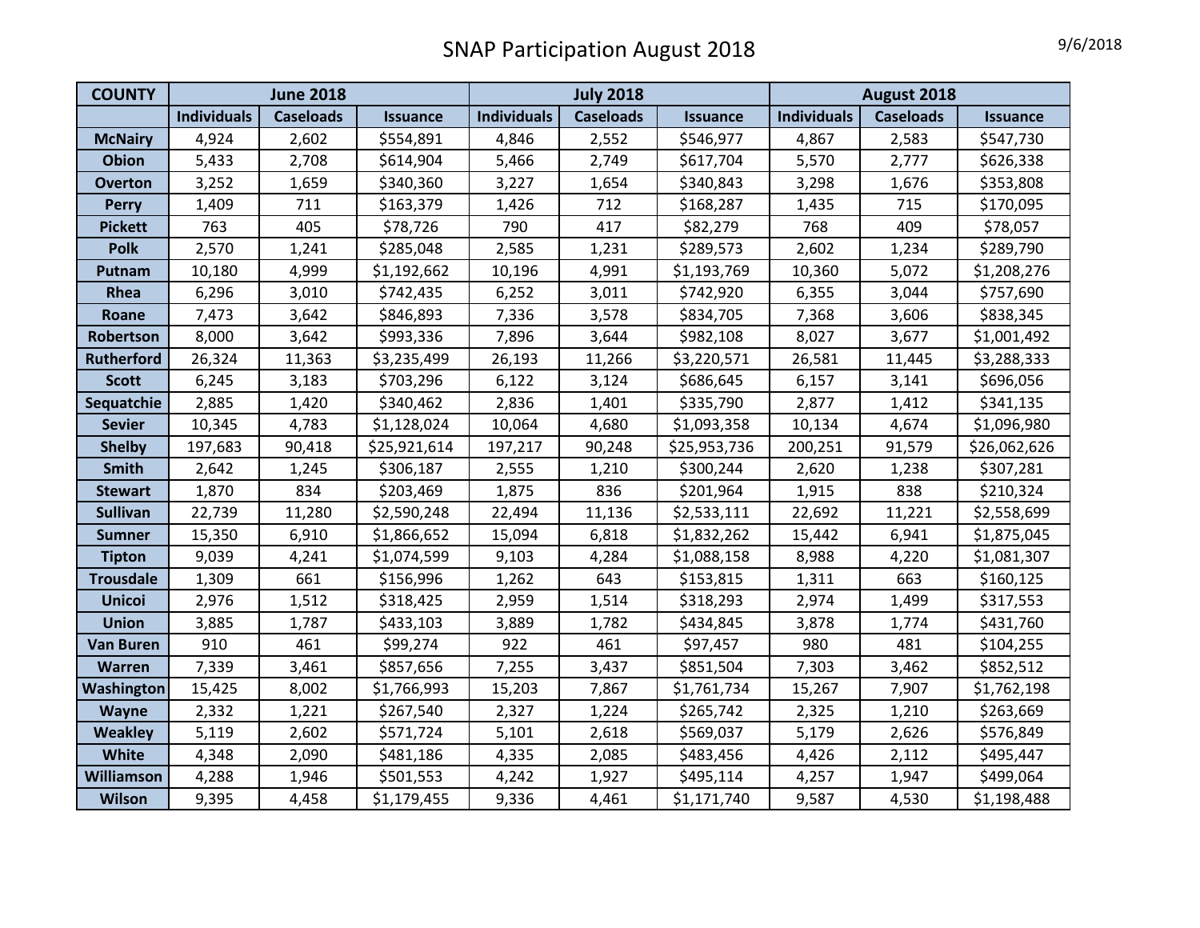# SNAP Participation August 2018

9/6/2018

| COUNTY | June 2018 | | | July 2018 | | | August 2018 | | |
|---|---|---|---|---|---|---|---|---|---|
| | Individuals | Caseloads | Issuance | Individuals | Caseloads | Issuance | Individuals | Caseloads | Issuance |
| McNairy | 4,924 | 2,602 | $554,891 | 4,846 | 2,552 | $546,977 | 4,867 | 2,583 | $547,730 |
| Obion | 5,433 | 2,708 | $614,904 | 5,466 | 2,749 | $617,704 | 5,570 | 2,777 | $626,338 |
| Overton | 3,252 | 1,659 | $340,360 | 3,227 | 1,654 | $340,843 | 3,298 | 1,676 | $353,808 |
| Perry | 1,409 | 711 | $163,379 | 1,426 | 712 | $168,287 | 1,435 | 715 | $170,095 |
| Pickett | 763 | 405 | $78,726 | 790 | 417 | $82,279 | 768 | 409 | $78,057 |
| Polk | 2,570 | 1,241 | $285,048 | 2,585 | 1,231 | $289,573 | 2,602 | 1,234 | $289,790 |
| Putnam | 10,180 | 4,999 | $1,192,662 | 10,196 | 4,991 | $1,193,769 | 10,360 | 5,072 | $1,208,276 |
| Rhea | 6,296 | 3,010 | $742,435 | 6,252 | 3,011 | $742,920 | 6,355 | 3,044 | $757,690 |
| Roane | 7,473 | 3,642 | $846,893 | 7,336 | 3,578 | $834,705 | 7,368 | 3,606 | $838,345 |
| Robertson | 8,000 | 3,642 | $993,336 | 7,896 | 3,644 | $982,108 | 8,027 | 3,677 | $1,001,492 |
| Rutherford | 26,324 | 11,363 | $3,235,499 | 26,193 | 11,266 | $3,220,571 | 26,581 | 11,445 | $3,288,333 |
| Scott | 6,245 | 3,183 | $703,296 | 6,122 | 3,124 | $686,645 | 6,157 | 3,141 | $696,056 |
| Sequatchie | 2,885 | 1,420 | $340,462 | 2,836 | 1,401 | $335,790 | 2,877 | 1,412 | $341,135 |
| Sevier | 10,345 | 4,783 | $1,128,024 | 10,064 | 4,680 | $1,093,358 | 10,134 | 4,674 | $1,096,980 |
| Shelby | 197,683 | 90,418 | $25,921,614 | 197,217 | 90,248 | $25,953,736 | 200,251 | 91,579 | $26,062,626 |
| Smith | 2,642 | 1,245 | $306,187 | 2,555 | 1,210 | $300,244 | 2,620 | 1,238 | $307,281 |
| Stewart | 1,870 | 834 | $203,469 | 1,875 | 836 | $201,964 | 1,915 | 838 | $210,324 |
| Sullivan | 22,739 | 11,280 | $2,590,248 | 22,494 | 11,136 | $2,533,111 | 22,692 | 11,221 | $2,558,699 |
| Sumner | 15,350 | 6,910 | $1,866,652 | 15,094 | 6,818 | $1,832,262 | 15,442 | 6,941 | $1,875,045 |
| Tipton | 9,039 | 4,241 | $1,074,599 | 9,103 | 4,284 | $1,088,158 | 8,988 | 4,220 | $1,081,307 |
| Trousdale | 1,309 | 661 | $156,996 | 1,262 | 643 | $153,815 | 1,311 | 663 | $160,125 |
| Unicoi | 2,976 | 1,512 | $318,425 | 2,959 | 1,514 | $318,293 | 2,974 | 1,499 | $317,553 |
| Union | 3,885 | 1,787 | $433,103 | 3,889 | 1,782 | $434,845 | 3,878 | 1,774 | $431,760 |
| Van Buren | 910 | 461 | $99,274 | 922 | 461 | $97,457 | 980 | 481 | $104,255 |
| Warren | 7,339 | 3,461 | $857,656 | 7,255 | 3,437 | $851,504 | 7,303 | 3,462 | $852,512 |
| Washington | 15,425 | 8,002 | $1,766,993 | 15,203 | 7,867 | $1,761,734 | 15,267 | 7,907 | $1,762,198 |
| Wayne | 2,332 | 1,221 | $267,540 | 2,327 | 1,224 | $265,742 | 2,325 | 1,210 | $263,669 |
| Weakley | 5,119 | 2,602 | $571,724 | 5,101 | 2,618 | $569,037 | 5,179 | 2,626 | $576,849 |
| White | 4,348 | 2,090 | $481,186 | 4,335 | 2,085 | $483,456 | 4,426 | 2,112 | $495,447 |
| Williamson | 4,288 | 1,946 | $501,553 | 4,242 | 1,927 | $495,114 | 4,257 | 1,947 | $499,064 |
| Wilson | 9,395 | 4,458 | $1,179,455 | 9,336 | 4,461 | $1,171,740 | 9,587 | 4,530 | $1,198,488 |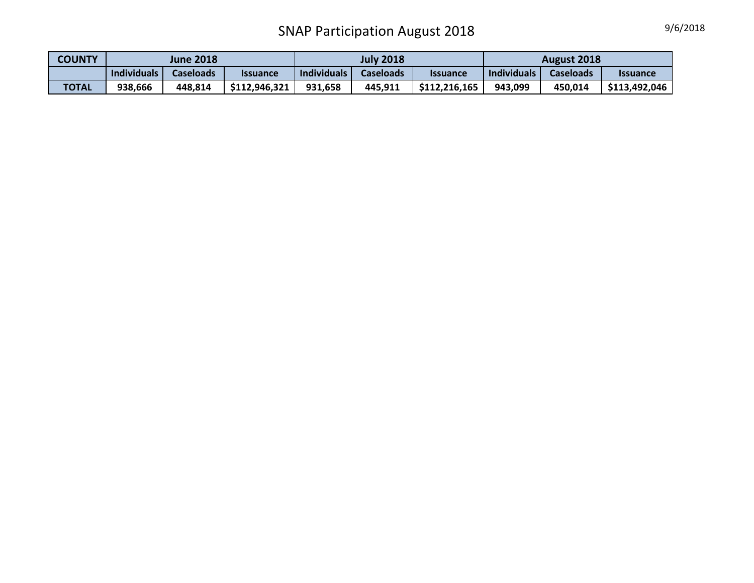# SNAP Participation August 2018

9/6/2018

| COUNTY | June 2018 | | | July 2018 | | | August 2018 | | |
|---|---|---|---|---|---|---|---|---|---|
| | Individuals | Caseloads | Issuance | Individuals | Caseloads | Issuance | Individuals | Caseloads | Issuance |
| **TOTAL** | **938,666** | **448,814** | **$112,946,321** | **931,658** | **445,911** | **$112,216,165** | **943,099** | **450,014** | **$113,492,046** |